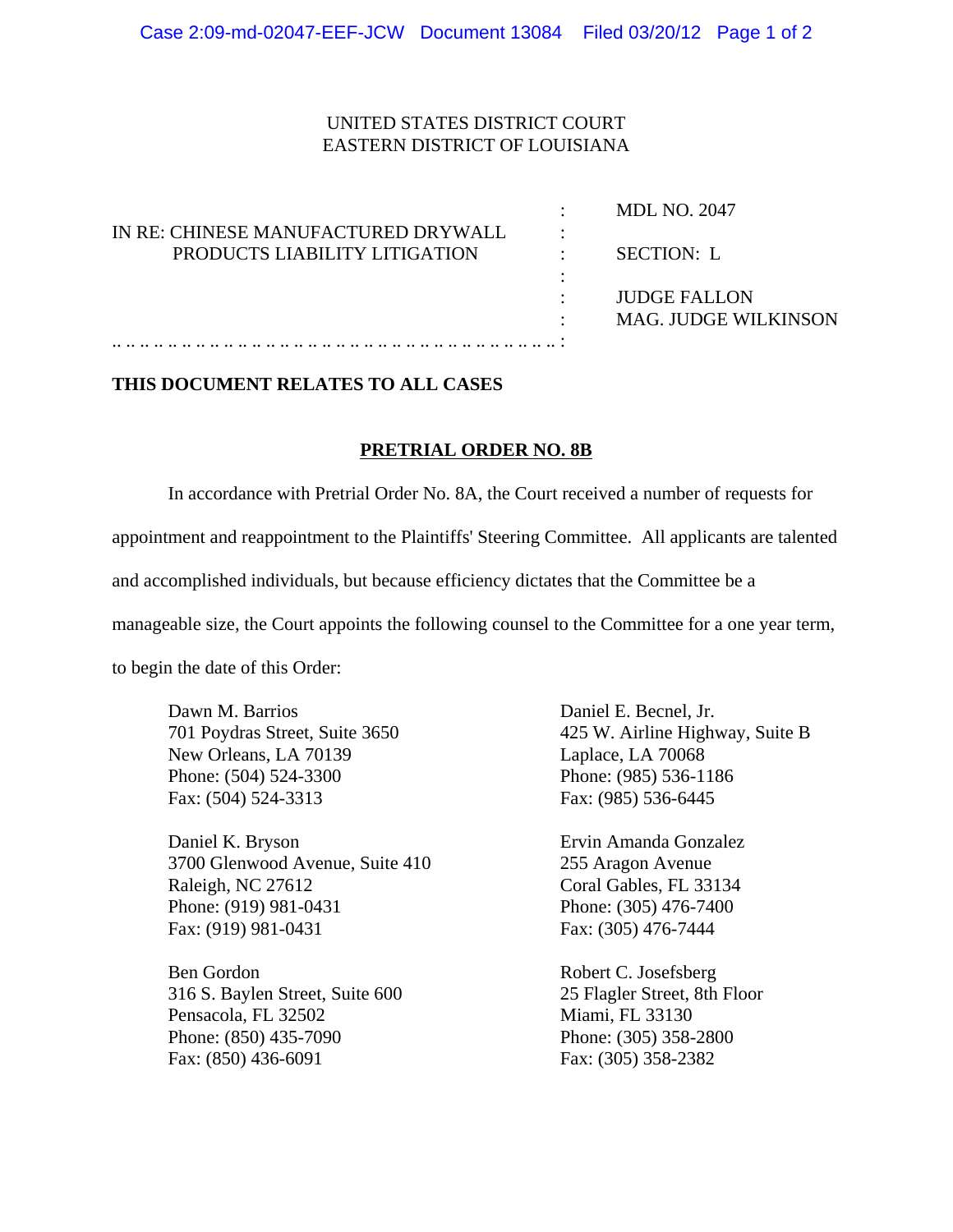UNITED STATES DISTRICT COURT
EASTERN DISTRICT OF LOUISIANA

| | | |
|---|---|---|
| IN RE: CHINESE MANUFACTURED DRYWALL PRODUCTS LIABILITY LITIGATION | : | MDL NO. 2047 |
| | : | SECTION: L |
| | : | JUDGE FALLON |
| | : | MAG. JUDGE WILKINSON |

**THIS DOCUMENT RELATES TO ALL CASES**

**PRETRIAL ORDER NO. 8B**

In accordance with Pretrial Order No. 8A, the Court received a number of requests for appointment and reappointment to the Plaintiffs' Steering Committee. All applicants are talented and accomplished individuals, but because efficiency dictates that the Committee be a manageable size, the Court appoints the following counsel to the Committee for a one year term, to begin the date of this Order:

Dawn M. Barrios
701 Poydras Street, Suite 3650
New Orleans, LA 70139
Phone: (504) 524-3300
Fax: (504) 524-3313

Daniel E. Becnel, Jr.
425 W. Airline Highway, Suite B
Laplace, LA 70068
Phone: (985) 536-1186
Fax: (985) 536-6445

Daniel K. Bryson
3700 Glenwood Avenue, Suite 410
Raleigh, NC 27612
Phone: (919) 981-0431
Fax: (919) 981-0431

Ervin Amanda Gonzalez
255 Aragon Avenue
Coral Gables, FL 33134
Phone: (305) 476-7400
Fax: (305) 476-7444

Ben Gordon
316 S. Baylen Street, Suite 600
Pensacola, FL 32502
Phone: (850) 435-7090
Fax: (850) 436-6091

Robert C. Josefsberg
25 Flagler Street, 8th Floor
Miami, FL 33130
Phone: (305) 358-2800
Fax: (305) 358-2382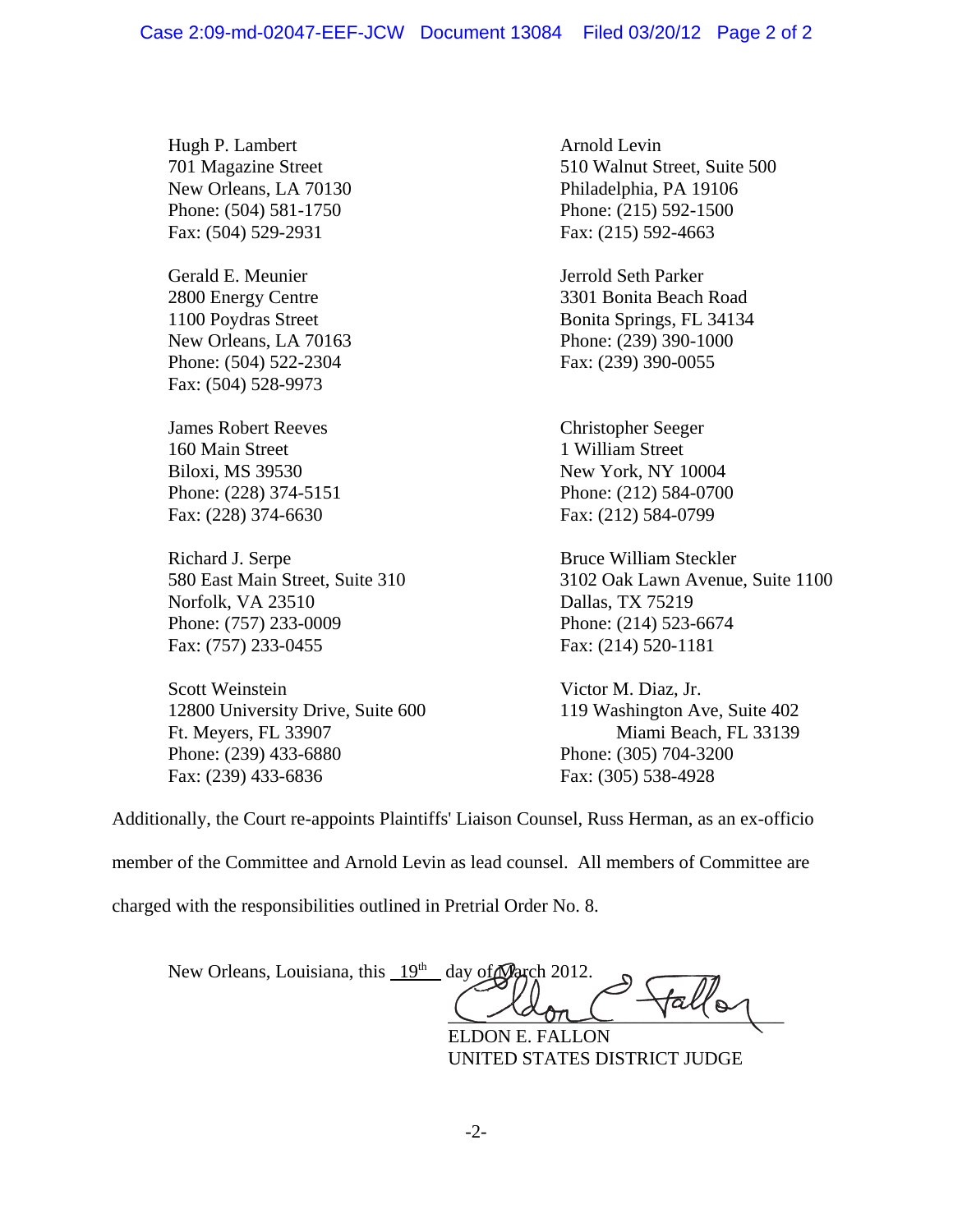Hugh P. Lambert
701 Magazine Street
New Orleans, LA 70130
Phone: (504) 581-1750
Fax: (504) 529-2931

Arnold Levin
510 Walnut Street, Suite 500
Philadelphia, PA 19106
Phone: (215) 592-1500
Fax: (215) 592-4663

Gerald E. Meunier
2800 Energy Centre
1100 Poydras Street
New Orleans, LA 70163
Phone: (504) 522-2304
Fax: (504) 528-9973

Jerrold Seth Parker
3301 Bonita Beach Road
Bonita Springs, FL 34134
Phone: (239) 390-1000
Fax: (239) 390-0055

James Robert Reeves
160 Main Street
Biloxi, MS 39530
Phone: (228) 374-5151
Fax: (228) 374-6630

Christopher Seeger
1 William Street
New York, NY 10004
Phone: (212) 584-0700
Fax: (212) 584-0799

Richard J. Serpe
580 East Main Street, Suite 310
Norfolk, VA 23510
Phone: (757) 233-0009
Fax: (757) 233-0455

Bruce William Steckler
3102 Oak Lawn Avenue, Suite 1100
Dallas, TX 75219
Phone: (214) 523-6674
Fax: (214) 520-1181

Scott Weinstein
12800 University Drive, Suite 600
Ft. Meyers, FL 33907
Phone: (239) 433-6880
Fax: (239) 433-6836

Victor M. Diaz, Jr.
119 Washington Ave, Suite 402
Miami Beach, FL 33139
Phone: (305) 704-3200
Fax: (305) 538-4928

Additionally, the Court re-appoints Plaintiffs' Liaison Counsel, Russ Herman, as an ex-officio member of the Committee and Arnold Levin as lead counsel. All members of Committee are charged with the responsibilities outlined in Pretrial Order No. 8.

New Orleans, Louisiana, this 19th day of March 2012.

ELDON E. FALLON
UNITED STATES DISTRICT JUDGE